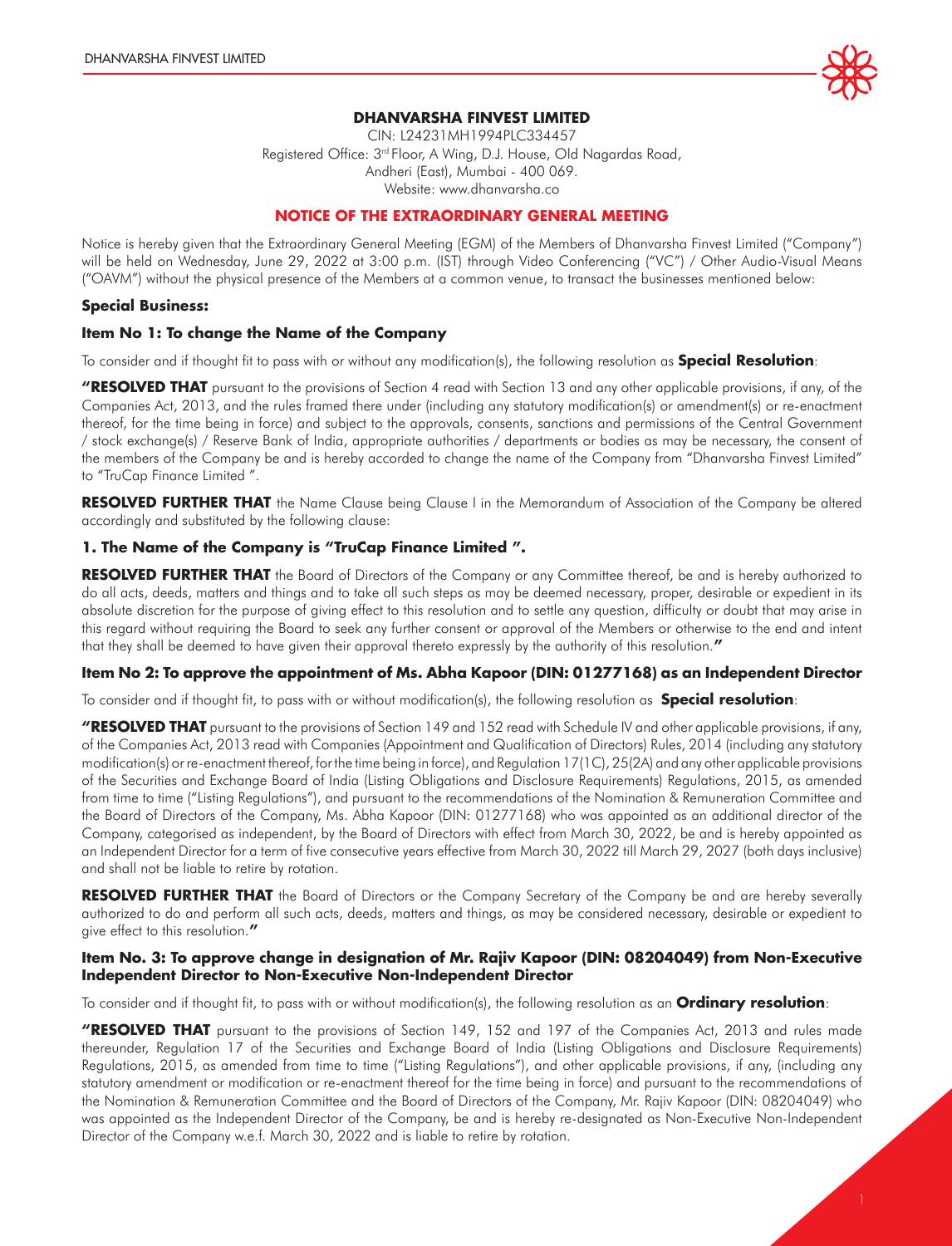# DHANVARSHA FINVEST LIMITED

CIN: L24231MH1994PLC334457
Registered Office: 3rd Floor, A Wing, D.J. House, Old Nagardas Road,
Andheri (East), Mumbai - 400 069.
Website: www.dhanvarsha.co

## NOTICE OF THE EXTRAORDINARY GENERAL MEETING

Notice is hereby given that the Extraordinary General Meeting (EGM) of the Members of Dhanvarsha Finvest Limited ("Company") will be held on Wednesday, June 29, 2022 at 3:00 p.m. (IST) through Video Conferencing ("VC") / Other Audio-Visual Means ("OAVM") without the physical presence of the Members at a common venue, to transact the businesses mentioned below:

### Special Business:

### Item No 1: To change the Name of the Company

To consider and if thought fit to pass with or without any modification(s), the following resolution as **Special Resolution**:

**"RESOLVED THAT** pursuant to the provisions of Section 4 read with Section 13 and any other applicable provisions, if any, of the Companies Act, 2013, and the rules framed there under (including any statutory modification(s) or amendment(s) or re-enactment thereof, for the time being in force) and subject to the approvals, consents, sanctions and permissions of the Central Government / stock exchange(s) / Reserve Bank of India, appropriate authorities / departments or bodies as may be necessary, the consent of the members of the Company be and is hereby accorded to change the name of the Company from "Dhanvarsha Finvest Limited" to "TruCap Finance Limited ".

**RESOLVED FURTHER THAT** the Name Clause being Clause I in the Memorandum of Association of the Company be altered accordingly and substituted by the following clause:

**1. The Name of the Company is "TruCap Finance Limited ".**

**RESOLVED FURTHER THAT** the Board of Directors of the Company or any Committee thereof, be and is hereby authorized to do all acts, deeds, matters and things and to take all such steps as may be deemed necessary, proper, desirable or expedient in its absolute discretion for the purpose of giving effect to this resolution and to settle any question, difficulty or doubt that may arise in this regard without requiring the Board to seek any further consent or approval of the Members or otherwise to the end and intent that they shall be deemed to have given their approval thereto expressly by the authority of this resolution.**"**

### Item No 2: To approve the appointment of Ms. Abha Kapoor (DIN: 01277168) as an Independent Director

To consider and if thought fit, to pass with or without modification(s), the following resolution as **Special resolution**:

**"RESOLVED THAT** pursuant to the provisions of Section 149 and 152 read with Schedule IV and other applicable provisions, if any, of the Companies Act, 2013 read with Companies (Appointment and Qualification of Directors) Rules, 2014 (including any statutory modification(s) or re-enactment thereof, for the time being in force), and Regulation 17(1C), 25(2A) and any other applicable provisions of the Securities and Exchange Board of India (Listing Obligations and Disclosure Requirements) Regulations, 2015, as amended from time to time ("Listing Regulations"), and pursuant to the recommendations of the Nomination & Remuneration Committee and the Board of Directors of the Company, Ms. Abha Kapoor (DIN: 01277168) who was appointed as an additional director of the Company, categorised as independent, by the Board of Directors with effect from March 30, 2022, be and is hereby appointed as an Independent Director for a term of five consecutive years effective from March 30, 2022 till March 29, 2027 (both days inclusive) and shall not be liable to retire by rotation.

**RESOLVED FURTHER THAT** the Board of Directors or the Company Secretary of the Company be and are hereby severally authorized to do and perform all such acts, deeds, matters and things, as may be considered necessary, desirable or expedient to give effect to this resolution.**"**

### Item No. 3: To approve change in designation of Mr. Rajiv Kapoor (DIN: 08204049) from Non-Executive Independent Director to Non-Executive Non-Independent Director

To consider and if thought fit, to pass with or without modification(s), the following resolution as an **Ordinary resolution**:

**"RESOLVED THAT** pursuant to the provisions of Section 149, 152 and 197 of the Companies Act, 2013 and rules made thereunder, Regulation 17 of the Securities and Exchange Board of India (Listing Obligations and Disclosure Requirements) Regulations, 2015, as amended from time to time ("Listing Regulations"), and other applicable provisions, if any, (including any statutory amendment or modification or re-enactment thereof for the time being in force) and pursuant to the recommendations of the Nomination & Remuneration Committee and the Board of Directors of the Company, Mr. Rajiv Kapoor (DIN: 08204049) who was appointed as the Independent Director of the Company, be and is hereby re-designated as Non-Executive Non-Independent Director of the Company w.e.f. March 30, 2022 and is liable to retire by rotation.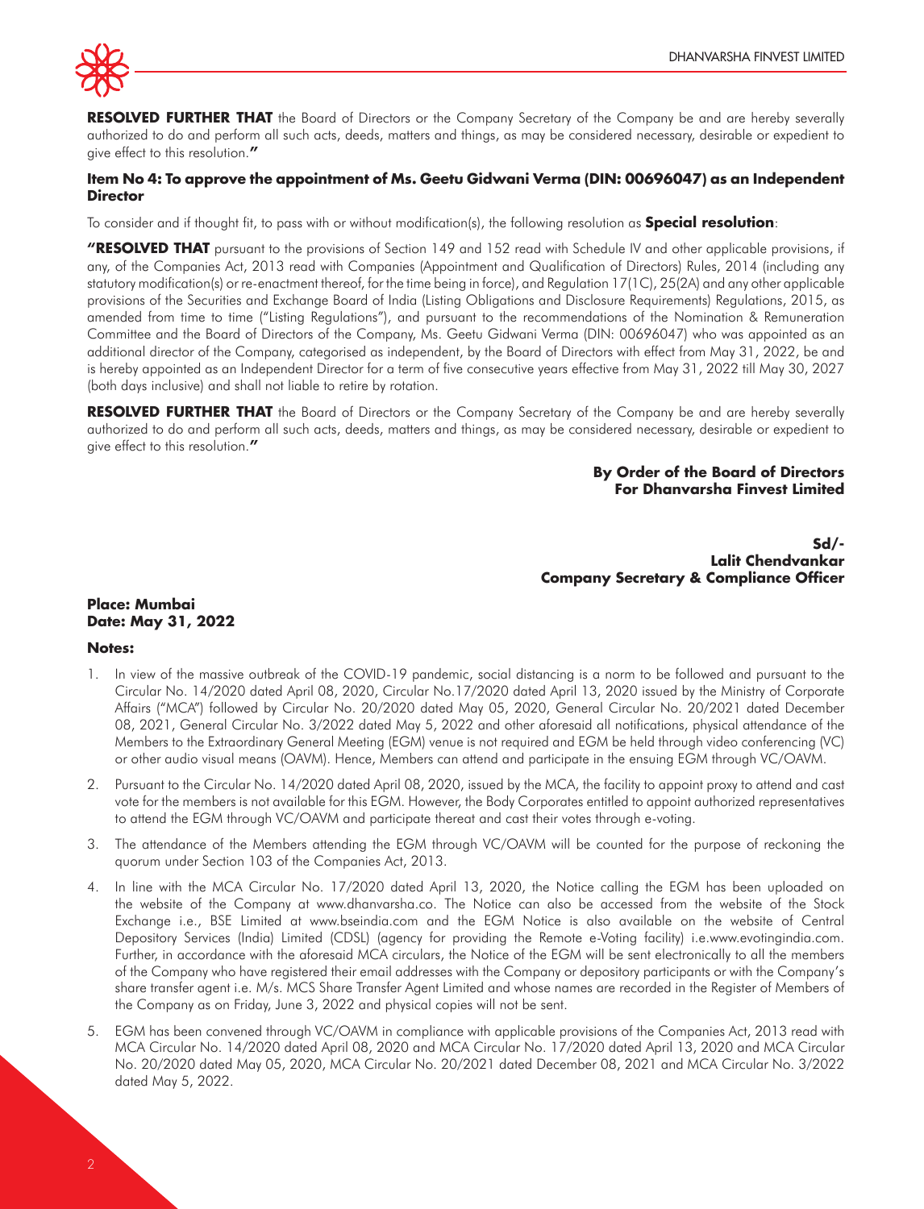**RESOLVED FURTHER THAT** the Board of Directors or the Company Secretary of the Company be and are hereby severally authorized to do and perform all such acts, deeds, matters and things, as may be considered necessary, desirable or expedient to give effect to this resolution.**"**

### Item No 4: To approve the appointment of Ms. Geetu Gidwani Verma (DIN: 00696047) as an Independent Director

To consider and if thought fit, to pass with or without modification(s), the following resolution as **Special resolution**:

**"RESOLVED THAT** pursuant to the provisions of Section 149 and 152 read with Schedule IV and other applicable provisions, if any, of the Companies Act, 2013 read with Companies (Appointment and Qualification of Directors) Rules, 2014 (including any statutory modification(s) or re-enactment thereof, for the time being in force), and Regulation 17(1C), 25(2A) and any other applicable provisions of the Securities and Exchange Board of India (Listing Obligations and Disclosure Requirements) Regulations, 2015, as amended from time to time ("Listing Regulations"), and pursuant to the recommendations of the Nomination & Remuneration Committee and the Board of Directors of the Company, Ms. Geetu Gidwani Verma (DIN: 00696047) who was appointed as an additional director of the Company, categorised as independent, by the Board of Directors with effect from May 31, 2022, be and is hereby appointed as an Independent Director for a term of five consecutive years effective from May 31, 2022 till May 30, 2027 (both days inclusive) and shall not liable to retire by rotation.

**RESOLVED FURTHER THAT** the Board of Directors or the Company Secretary of the Company be and are hereby severally authorized to do and perform all such acts, deeds, matters and things, as may be considered necessary, desirable or expedient to give effect to this resolution.**"**

**By Order of the Board of Directors**
**For Dhanvarsha Finvest Limited**

**Sd/-**
**Lalit Chendvankar**
**Company Secretary & Compliance Officer**

**Place: Mumbai**
**Date: May 31, 2022**

**Notes:**

1. In view of the massive outbreak of the COVID-19 pandemic, social distancing is a norm to be followed and pursuant to the Circular No. 14/2020 dated April 08, 2020, Circular No.17/2020 dated April 13, 2020 issued by the Ministry of Corporate Affairs ("MCA") followed by Circular No. 20/2020 dated May 05, 2020, General Circular No. 20/2021 dated December 08, 2021, General Circular No. 3/2022 dated May 5, 2022 and other aforesaid all notifications, physical attendance of the Members to the Extraordinary General Meeting (EGM) venue is not required and EGM be held through video conferencing (VC) or other audio visual means (OAVM). Hence, Members can attend and participate in the ensuing EGM through VC/OAVM.
2. Pursuant to the Circular No. 14/2020 dated April 08, 2020, issued by the MCA, the facility to appoint proxy to attend and cast vote for the members is not available for this EGM. However, the Body Corporates entitled to appoint authorized representatives to attend the EGM through VC/OAVM and participate thereat and cast their votes through e-voting.
3. The attendance of the Members attending the EGM through VC/OAVM will be counted for the purpose of reckoning the quorum under Section 103 of the Companies Act, 2013.
4. In line with the MCA Circular No. 17/2020 dated April 13, 2020, the Notice calling the EGM has been uploaded on the website of the Company at www.dhanvarsha.co. The Notice can also be accessed from the website of the Stock Exchange i.e., BSE Limited at www.bseindia.com and the EGM Notice is also available on the website of Central Depository Services (India) Limited (CDSL) (agency for providing the Remote e-Voting facility) i.e.www.evotingindia.com. Further, in accordance with the aforesaid MCA circulars, the Notice of the EGM will be sent electronically to all the members of the Company who have registered their email addresses with the Company or depository participants or with the Company's share transfer agent i.e. M/s. MCS Share Transfer Agent Limited and whose names are recorded in the Register of Members of the Company as on Friday, June 3, 2022 and physical copies will not be sent.
5. EGM has been convened through VC/OAVM in compliance with applicable provisions of the Companies Act, 2013 read with MCA Circular No. 14/2020 dated April 08, 2020 and MCA Circular No. 17/2020 dated April 13, 2020 and MCA Circular No. 20/2020 dated May 05, 2020, MCA Circular No. 20/2021 dated December 08, 2021 and MCA Circular No. 3/2022 dated May 5, 2022.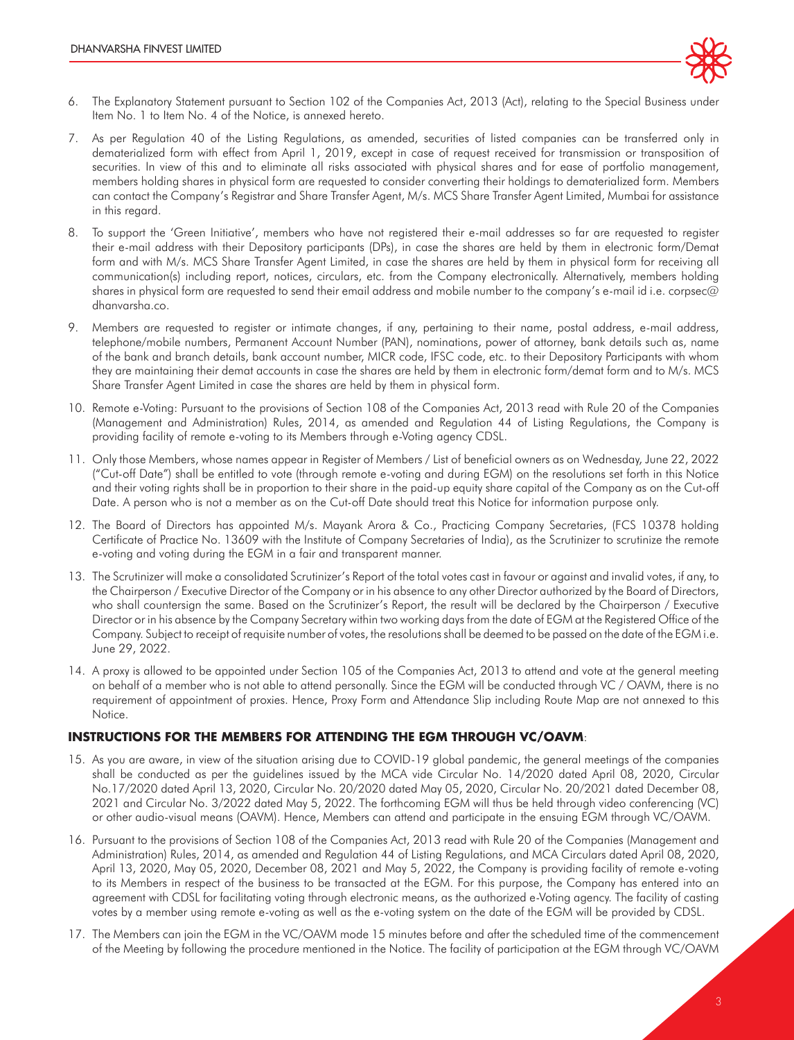6. The Explanatory Statement pursuant to Section 102 of the Companies Act, 2013 (Act), relating to the Special Business under Item No. 1 to Item No. 4 of the Notice, is annexed hereto.

7. As per Regulation 40 of the Listing Regulations, as amended, securities of listed companies can be transferred only in dematerialized form with effect from April 1, 2019, except in case of request received for transmission or transposition of securities. In view of this and to eliminate all risks associated with physical shares and for ease of portfolio management, members holding shares in physical form are requested to consider converting their holdings to dematerialized form. Members can contact the Company's Registrar and Share Transfer Agent, M/s. MCS Share Transfer Agent Limited, Mumbai for assistance in this regard.

8. To support the 'Green Initiative', members who have not registered their e-mail addresses so far are requested to register their e-mail address with their Depository participants (DPs), in case the shares are held by them in electronic form/Demat form and with M/s. MCS Share Transfer Agent Limited, in case the shares are held by them in physical form for receiving all communication(s) including report, notices, circulars, etc. from the Company electronically. Alternatively, members holding shares in physical form are requested to send their email address and mobile number to the company's e-mail id i.e. corpsec@dhanvarsha.co.

9. Members are requested to register or intimate changes, if any, pertaining to their name, postal address, e-mail address, telephone/mobile numbers, Permanent Account Number (PAN), nominations, power of attorney, bank details such as, name of the bank and branch details, bank account number, MICR code, IFSC code, etc. to their Depository Participants with whom they are maintaining their demat accounts in case the shares are held by them in electronic form/demat form and to M/s. MCS Share Transfer Agent Limited in case the shares are held by them in physical form.

10. Remote e-Voting: Pursuant to the provisions of Section 108 of the Companies Act, 2013 read with Rule 20 of the Companies (Management and Administration) Rules, 2014, as amended and Regulation 44 of Listing Regulations, the Company is providing facility of remote e-voting to its Members through e-Voting agency CDSL.

11. Only those Members, whose names appear in Register of Members / List of beneficial owners as on Wednesday, June 22, 2022 ("Cut-off Date") shall be entitled to vote (through remote e-voting and during EGM) on the resolutions set forth in this Notice and their voting rights shall be in proportion to their share in the paid-up equity share capital of the Company as on the Cut-off Date. A person who is not a member as on the Cut-off Date should treat this Notice for information purpose only.

12. The Board of Directors has appointed M/s. Mayank Arora & Co., Practicing Company Secretaries, (FCS 10378 holding Certificate of Practice No. 13609 with the Institute of Company Secretaries of India), as the Scrutinizer to scrutinize the remote e-voting and voting during the EGM in a fair and transparent manner.

13. The Scrutinizer will make a consolidated Scrutinizer's Report of the total votes cast in favour or against and invalid votes, if any, to the Chairperson / Executive Director of the Company or in his absence to any other Director authorized by the Board of Directors, who shall countersign the same. Based on the Scrutinizer's Report, the result will be declared by the Chairperson / Executive Director or in his absence by the Company Secretary within two working days from the date of EGM at the Registered Office of the Company. Subject to receipt of requisite number of votes, the resolutions shall be deemed to be passed on the date of the EGM i.e. June 29, 2022.

14. A proxy is allowed to be appointed under Section 105 of the Companies Act, 2013 to attend and vote at the general meeting on behalf of a member who is not able to attend personally. Since the EGM will be conducted through VC / OAVM, there is no requirement of appointment of proxies. Hence, Proxy Form and Attendance Slip including Route Map are not annexed to this Notice.

### INSTRUCTIONS FOR THE MEMBERS FOR ATTENDING THE EGM THROUGH VC/OAVM:

15. As you are aware, in view of the situation arising due to COVID-19 global pandemic, the general meetings of the companies shall be conducted as per the guidelines issued by the MCA vide Circular No. 14/2020 dated April 08, 2020, Circular No.17/2020 dated April 13, 2020, Circular No. 20/2020 dated May 05, 2020, Circular No. 20/2021 dated December 08, 2021 and Circular No. 3/2022 dated May 5, 2022. The forthcoming EGM will thus be held through video conferencing (VC) or other audio-visual means (OAVM). Hence, Members can attend and participate in the ensuing EGM through VC/OAVM.

16. Pursuant to the provisions of Section 108 of the Companies Act, 2013 read with Rule 20 of the Companies (Management and Administration) Rules, 2014, as amended and Regulation 44 of Listing Regulations, and MCA Circulars dated April 08, 2020, April 13, 2020, May 05, 2020, December 08, 2021 and May 5, 2022, the Company is providing facility of remote e-voting to its Members in respect of the business to be transacted at the EGM. For this purpose, the Company has entered into an agreement with CDSL for facilitating voting through electronic means, as the authorized e-Voting agency. The facility of casting votes by a member using remote e-voting as well as the e-voting system on the date of the EGM will be provided by CDSL.

17. The Members can join the EGM in the VC/OAVM mode 15 minutes before and after the scheduled time of the commencement of the Meeting by following the procedure mentioned in the Notice. The facility of participation at the EGM through VC/OAVM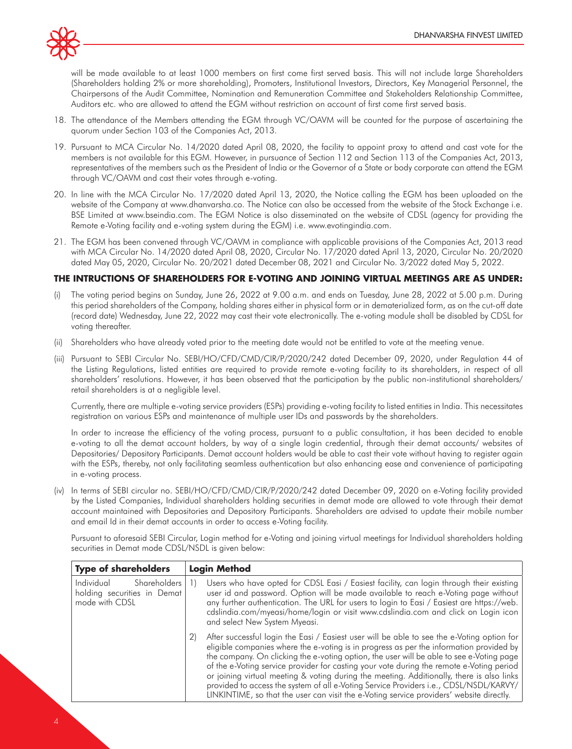will be made available to at least 1000 members on first come first served basis. This will not include large Shareholders (Shareholders holding 2% or more shareholding), Promoters, Institutional Investors, Directors, Key Managerial Personnel, the Chairpersons of the Audit Committee, Nomination and Remuneration Committee and Stakeholders Relationship Committee, Auditors etc. who are allowed to attend the EGM without restriction on account of first come first served basis.

18. The attendance of the Members attending the EGM through VC/OAVM will be counted for the purpose of ascertaining the quorum under Section 103 of the Companies Act, 2013.

19. Pursuant to MCA Circular No. 14/2020 dated April 08, 2020, the facility to appoint proxy to attend and cast vote for the members is not available for this EGM. However, in pursuance of Section 112 and Section 113 of the Companies Act, 2013, representatives of the members such as the President of India or the Governor of a State or body corporate can attend the EGM through VC/OAVM and cast their votes through e-voting.

20. In line with the MCA Circular No. 17/2020 dated April 13, 2020, the Notice calling the EGM has been uploaded on the website of the Company at www.dhanvarsha.co. The Notice can also be accessed from the website of the Stock Exchange i.e. BSE Limited at www.bseindia.com. The EGM Notice is also disseminated on the website of CDSL (agency for providing the Remote e-Voting facility and e-voting system during the EGM) i.e. www.evotingindia.com.

21. The EGM has been convened through VC/OAVM in compliance with applicable provisions of the Companies Act, 2013 read with MCA Circular No. 14/2020 dated April 08, 2020, Circular No. 17/2020 dated April 13, 2020, Circular No. 20/2020 dated May 05, 2020, Circular No. 20/2021 dated December 08, 2021 and Circular No. 3/2022 dated May 5, 2022.

**THE INTRUCTIONS OF SHAREHOLDERS FOR E-VOTING AND JOINING VIRTUAL MEETINGS ARE AS UNDER:**

(i) The voting period begins on Sunday, June 26, 2022 at 9.00 a.m. and ends on Tuesday, June 28, 2022 at 5.00 p.m. During this period shareholders of the Company, holding shares either in physical form or in dematerialized form, as on the cut-off date (record date) Wednesday, June 22, 2022 may cast their vote electronically. The e-voting module shall be disabled by CDSL for voting thereafter.

(ii) Shareholders who have already voted prior to the meeting date would not be entitled to vote at the meeting venue.

(iii) Pursuant to SEBI Circular No. SEBI/HO/CFD/CMD/CIR/P/2020/242 dated December 09, 2020, under Regulation 44 of the Listing Regulations, listed entities are required to provide remote e-voting facility to its shareholders, in respect of all shareholders' resolutions. However, it has been observed that the participation by the public non-institutional shareholders/ retail shareholders is at a negligible level.

Currently, there are multiple e-voting service providers (ESPs) providing e-voting facility to listed entities in India. This necessitates registration on various ESPs and maintenance of multiple user IDs and passwords by the shareholders.

In order to increase the efficiency of the voting process, pursuant to a public consultation, it has been decided to enable e-voting to all the demat account holders, by way of a single login credential, through their demat accounts/ websites of Depositories/ Depository Participants. Demat account holders would be able to cast their vote without having to register again with the ESPs, thereby, not only facilitating seamless authentication but also enhancing ease and convenience of participating in e-voting process.

(iv) In terms of SEBI circular no. SEBI/HO/CFD/CMD/CIR/P/2020/242 dated December 09, 2020 on e-Voting facility provided by the Listed Companies, Individual shareholders holding securities in demat mode are allowed to vote through their demat account maintained with Depositories and Depository Participants. Shareholders are advised to update their mobile number and email Id in their demat accounts in order to access e-Voting facility.

Pursuant to aforesaid SEBI Circular, Login method for e-Voting and joining virtual meetings for Individual shareholders holding securities in Demat mode CDSL/NSDL is given below:

| Type of shareholders | Login Method |
|---|---|
| Individual Shareholders holding securities in Demat mode with CDSL | 1) Users who have opted for CDSL Easi / Easiest facility, can login through their existing user id and password. Option will be made available to reach e-Voting page without any further authentication. The URL for users to login to Easi / Easiest are https://web.cdslindia.com/myeasi/home/login or visit www.cdslindia.com and click on Login icon and select New System Myeasi. |
| | 2) After successful login the Easi / Easiest user will be able to see the e-Voting option for eligible companies where the e-voting is in progress as per the information provided by the company. On clicking the e-voting option, the user will be able to see e-Voting page of the e-Voting service provider for casting your vote during the remote e-Voting period or joining virtual meeting & voting during the meeting. Additionally, there is also links provided to access the system of all e-Voting Service Providers i.e., CDSL/NSDL/KARVY/LINKINTIME, so that the user can visit the e-Voting service providers' website directly. |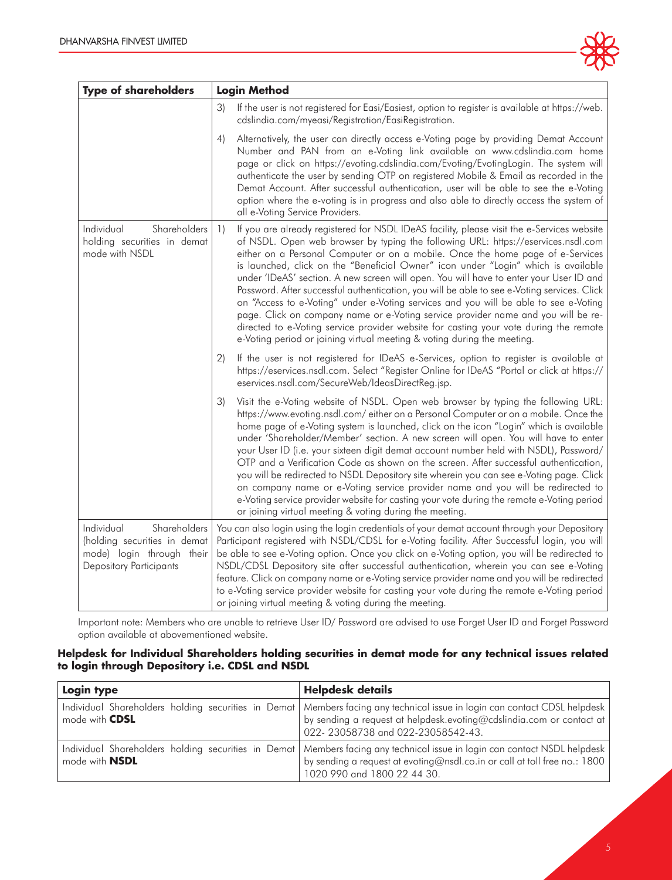| Type of shareholders | Login Method |
|---|---|
| | 3) If the user is not registered for Easi/Easiest, option to register is available at https://web.cdslindia.com/myeasi/Registration/EasiRegistration.<br><br>4) Alternatively, the user can directly access e-Voting page by providing Demat Account Number and PAN from an e-Voting link available on www.cdslindia.com home page or click on https://evoting.cdslindia.com/Evoting/EvotingLogin. The system will authenticate the user by sending OTP on registered Mobile & Email as recorded in the Demat Account. After successful authentication, user will be able to see the e-Voting option where the e-voting is in progress and also able to directly access the system of all e-Voting Service Providers. |
| Individual Shareholders holding securities in demat mode with NSDL | 1) If you are already registered for NSDL IDeAS facility, please visit the e-Services website of NSDL. Open web browser by typing the following URL: https://eservices.nsdl.com either on a Personal Computer or on a mobile. Once the home page of e-Services is launched, click on the "Beneficial Owner" icon under "Login" which is available under 'IDeAS' section. A new screen will open. You will have to enter your User ID and Password. After successful authentication, you will be able to see e-Voting services. Click on "Access to e-Voting" under e-Voting services and you will be able to see e-Voting page. Click on company name or e-Voting service provider name and you will be re-directed to e-Voting service provider website for casting your vote during the remote e-Voting period or joining virtual meeting & voting during the meeting.<br><br>2) If the user is not registered for IDeAS e-Services, option to register is available at https://eservices.nsdl.com. Select "Register Online for IDeAS "Portal or click at https://eservices.nsdl.com/SecureWeb/IdeasDirectReg.jsp.<br><br>3) Visit the e-Voting website of NSDL. Open web browser by typing the following URL: https://www.evoting.nsdl.com/ either on a Personal Computer or on a mobile. Once the home page of e-Voting system is launched, click on the icon "Login" which is available under 'Shareholder/Member' section. A new screen will open. You will have to enter your User ID (i.e. your sixteen digit demat account number held with NSDL), Password/OTP and a Verification Code as shown on the screen. After successful authentication, you will be redirected to NSDL Depository site wherein you can see e-Voting page. Click on company name or e-Voting service provider name and you will be redirected to e-Voting service provider website for casting your vote during the remote e-Voting period or joining virtual meeting & voting during the meeting. |
| Individual Shareholders (holding securities in demat mode) login through their Depository Participants | You can also login using the login credentials of your demat account through your Depository Participant registered with NSDL/CDSL for e-Voting facility. After Successful login, you will be able to see e-Voting option. Once you click on e-Voting option, you will be redirected to NSDL/CDSL Depository site after successful authentication, wherein you can see e-Voting feature. Click on company name or e-Voting service provider name and you will be redirected to e-Voting service provider website for casting your vote during the remote e-Voting period or joining virtual meeting & voting during the meeting. |

Important note: Members who are unable to retrieve User ID/ Password are advised to use Forget User ID and Forget Password option available at abovementioned website.

**Helpdesk for Individual Shareholders holding securities in demat mode for any technical issues related to login through Depository i.e. CDSL and NSDL**

| Login type | Helpdesk details |
|---|---|
| Individual Shareholders holding securities in Demat mode with **CDSL** | Members facing any technical issue in login can contact CDSL helpdesk by sending a request at helpdesk.evoting@cdslindia.com or contact at 022- 23058738 and 022-23058542-43. |
| Individual Shareholders holding securities in Demat mode with **NSDL** | Members facing any technical issue in login can contact NSDL helpdesk by sending a request at evoting@nsdl.co.in or call at toll free no.: 1800 1020 990 and 1800 22 44 30. |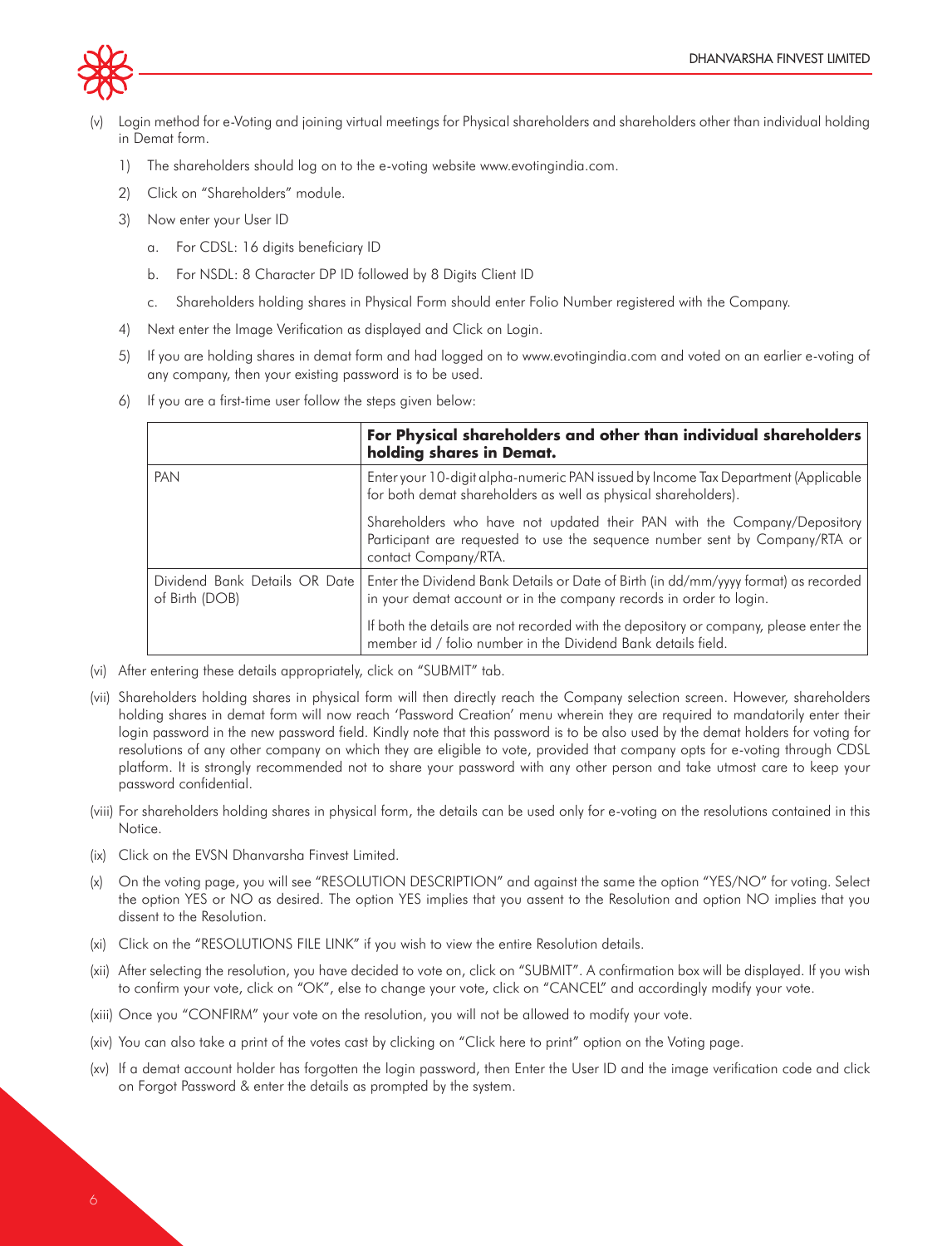(v) Login method for e-Voting and joining virtual meetings for Physical shareholders and shareholders other than individual holding in Demat form.

1) The shareholders should log on to the e-voting website www.evotingindia.com.

2) Click on "Shareholders" module.

3) Now enter your User ID

   a. For CDSL: 16 digits beneficiary ID

   b. For NSDL: 8 Character DP ID followed by 8 Digits Client ID

   c. Shareholders holding shares in Physical Form should enter Folio Number registered with the Company.

4) Next enter the Image Verification as displayed and Click on Login.

5) If you are holding shares in demat form and had logged on to www.evotingindia.com and voted on an earlier e-voting of any company, then your existing password is to be used.

6) If you are a first-time user follow the steps given below:

| | **For Physical shareholders and other than individual shareholders holding shares in Demat.** |
|---|---|
| PAN | Enter your 10-digit alpha-numeric PAN issued by Income Tax Department (Applicable for both demat shareholders as well as physical shareholders).<br><br>Shareholders who have not updated their PAN with the Company/Depository Participant are requested to use the sequence number sent by Company/RTA or contact Company/RTA. |
| Dividend Bank Details OR Date of Birth (DOB) | Enter the Dividend Bank Details or Date of Birth (in dd/mm/yyyy format) as recorded in your demat account or in the company records in order to login.<br><br>If both the details are not recorded with the depository or company, please enter the member id / folio number in the Dividend Bank details field. |

(vi) After entering these details appropriately, click on "SUBMIT" tab.

(vii) Shareholders holding shares in physical form will then directly reach the Company selection screen. However, shareholders holding shares in demat form will now reach 'Password Creation' menu wherein they are required to mandatorily enter their login password in the new password field. Kindly note that this password is to be also used by the demat holders for voting for resolutions of any other company on which they are eligible to vote, provided that company opts for e-voting through CDSL platform. It is strongly recommended not to share your password with any other person and take utmost care to keep your password confidential.

(viii) For shareholders holding shares in physical form, the details can be used only for e-voting on the resolutions contained in this Notice.

(ix) Click on the EVSN Dhanvarsha Finvest Limited.

(x) On the voting page, you will see "RESOLUTION DESCRIPTION" and against the same the option "YES/NO" for voting. Select the option YES or NO as desired. The option YES implies that you assent to the Resolution and option NO implies that you dissent to the Resolution.

(xi) Click on the "RESOLUTIONS FILE LINK" if you wish to view the entire Resolution details.

(xii) After selecting the resolution, you have decided to vote on, click on "SUBMIT". A confirmation box will be displayed. If you wish to confirm your vote, click on "OK", else to change your vote, click on "CANCEL" and accordingly modify your vote.

(xiii) Once you "CONFIRM" your vote on the resolution, you will not be allowed to modify your vote.

(xiv) You can also take a print of the votes cast by clicking on "Click here to print" option on the Voting page.

(xv) If a demat account holder has forgotten the login password, then Enter the User ID and the image verification code and click on Forgot Password & enter the details as prompted by the system.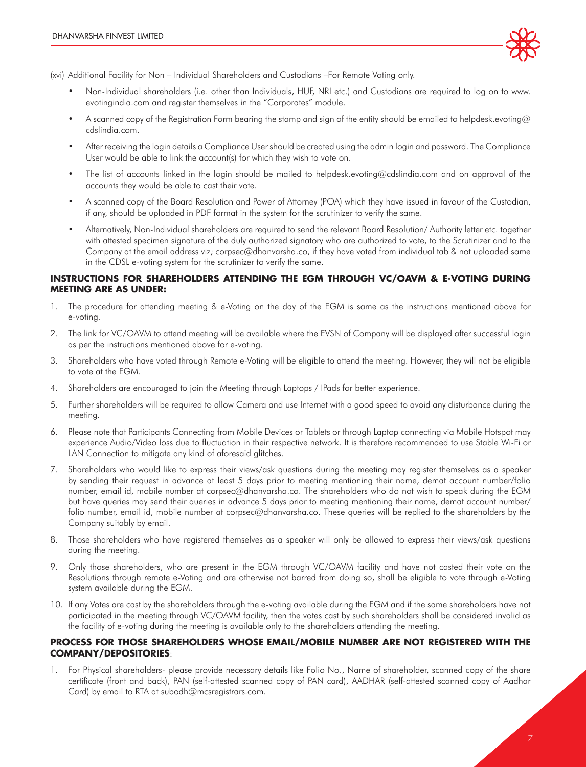(xvi) Additional Facility for Non – Individual Shareholders and Custodians –For Remote Voting only.

- Non-Individual shareholders (i.e. other than Individuals, HUF, NRI etc.) and Custodians are required to log on to www.evotingindia.com and register themselves in the "Corporates" module.
- A scanned copy of the Registration Form bearing the stamp and sign of the entity should be emailed to helpdesk.evoting@cdslindia.com.
- After receiving the login details a Compliance User should be created using the admin login and password. The Compliance User would be able to link the account(s) for which they wish to vote on.
- The list of accounts linked in the login should be mailed to helpdesk.evoting@cdslindia.com and on approval of the accounts they would be able to cast their vote.
- A scanned copy of the Board Resolution and Power of Attorney (POA) which they have issued in favour of the Custodian, if any, should be uploaded in PDF format in the system for the scrutinizer to verify the same.
- Alternatively, Non-Individual shareholders are required to send the relevant Board Resolution/ Authority letter etc. together with attested specimen signature of the duly authorized signatory who are authorized to vote, to the Scrutinizer and to the Company at the email address viz; corpsec@dhanvarsha.co, if they have voted from individual tab & not uploaded same in the CDSL e-voting system for the scrutinizer to verify the same.

**INSTRUCTIONS FOR SHAREHOLDERS ATTENDING THE EGM THROUGH VC/OAVM & E-VOTING DURING MEETING ARE AS UNDER:**

1. The procedure for attending meeting & e-Voting on the day of the EGM is same as the instructions mentioned above for e-voting.
2. The link for VC/OAVM to attend meeting will be available where the EVSN of Company will be displayed after successful login as per the instructions mentioned above for e-voting.
3. Shareholders who have voted through Remote e-Voting will be eligible to attend the meeting. However, they will not be eligible to vote at the EGM.
4. Shareholders are encouraged to join the Meeting through Laptops / IPads for better experience.
5. Further shareholders will be required to allow Camera and use Internet with a good speed to avoid any disturbance during the meeting.
6. Please note that Participants Connecting from Mobile Devices or Tablets or through Laptop connecting via Mobile Hotspot may experience Audio/Video loss due to fluctuation in their respective network. It is therefore recommended to use Stable Wi-Fi or LAN Connection to mitigate any kind of aforesaid glitches.
7. Shareholders who would like to express their views/ask questions during the meeting may register themselves as a speaker by sending their request in advance at least 5 days prior to meeting mentioning their name, demat account number/folio number, email id, mobile number at corpsec@dhanvarsha.co. The shareholders who do not wish to speak during the EGM but have queries may send their queries in advance 5 days prior to meeting mentioning their name, demat account number/ folio number, email id, mobile number at corpsec@dhanvarsha.co. These queries will be replied to the shareholders by the Company suitably by email.
8. Those shareholders who have registered themselves as a speaker will only be allowed to express their views/ask questions during the meeting.
9. Only those shareholders, who are present in the EGM through VC/OAVM facility and have not casted their vote on the Resolutions through remote e-Voting and are otherwise not barred from doing so, shall be eligible to vote through e-Voting system available during the EGM.
10. If any Votes are cast by the shareholders through the e-voting available during the EGM and if the same shareholders have not participated in the meeting through VC/OAVM facility, then the votes cast by such shareholders shall be considered invalid as the facility of e-voting during the meeting is available only to the shareholders attending the meeting.

**PROCESS FOR THOSE SHAREHOLDERS WHOSE EMAIL/MOBILE NUMBER ARE NOT REGISTERED WITH THE COMPANY/DEPOSITORIES**:

1. For Physical shareholders- please provide necessary details like Folio No., Name of shareholder, scanned copy of the share certificate (front and back), PAN (self-attested scanned copy of PAN card), AADHAR (self-attested scanned copy of Aadhar Card) by email to RTA at subodh@mcsregistrars.com.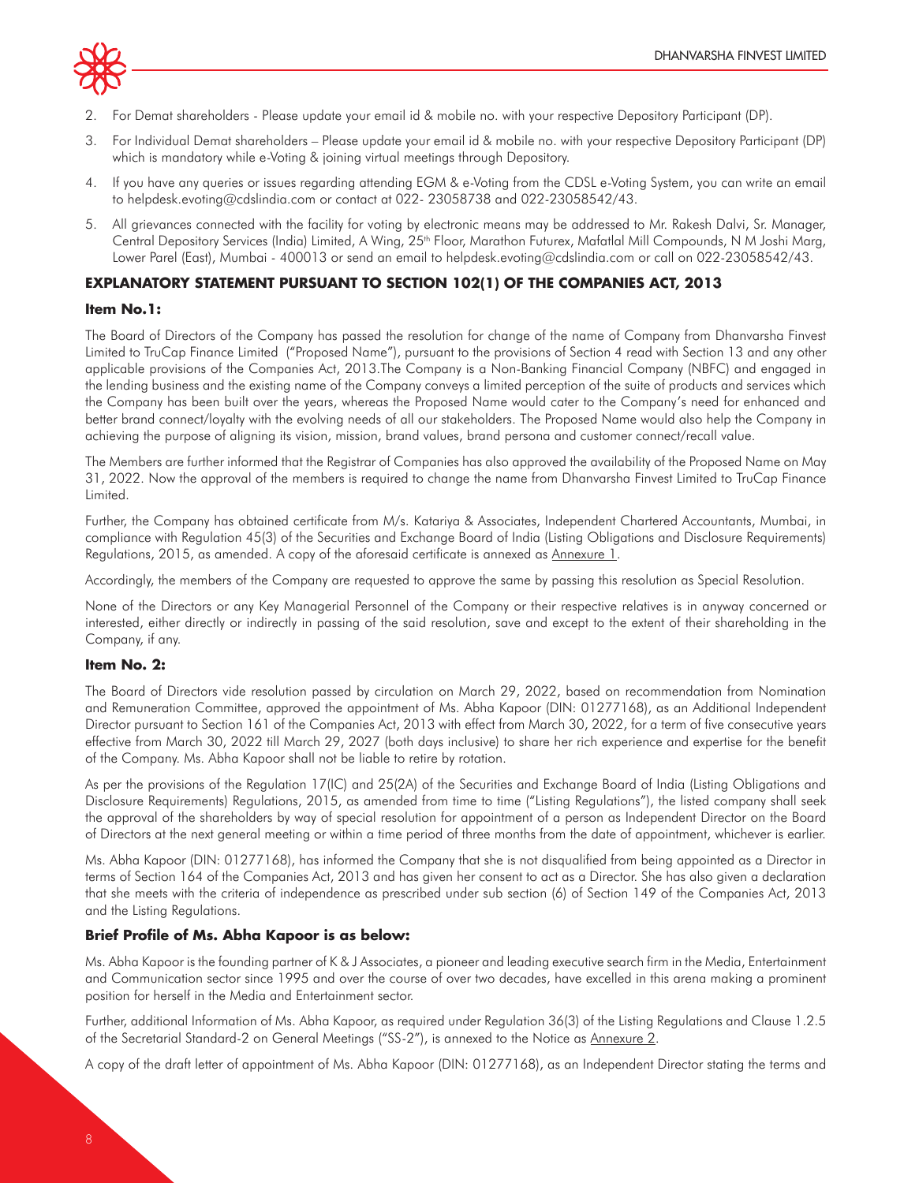2. For Demat shareholders - Please update your email id & mobile no. with your respective Depository Participant (DP).
3. For Individual Demat shareholders – Please update your email id & mobile no. with your respective Depository Participant (DP) which is mandatory while e-Voting & joining virtual meetings through Depository.
4. If you have any queries or issues regarding attending EGM & e-Voting from the CDSL e-Voting System, you can write an email to helpdesk.evoting@cdslindia.com or contact at 022- 23058738 and 022-23058542/43.
5. All grievances connected with the facility for voting by electronic means may be addressed to Mr. Rakesh Dalvi, Sr. Manager, Central Depository Services (India) Limited, A Wing, 25th Floor, Marathon Futurex, Mafatlal Mill Compounds, N M Joshi Marg, Lower Parel (East), Mumbai - 400013 or send an email to helpdesk.evoting@cdslindia.com or call on 022-23058542/43.

## EXPLANATORY STATEMENT PURSUANT TO SECTION 102(1) OF THE COMPANIES ACT, 2013

### Item No.1:

The Board of Directors of the Company has passed the resolution for change of the name of Company from Dhanvarsha Finvest Limited to TruCap Finance Limited ("Proposed Name"), pursuant to the provisions of Section 4 read with Section 13 and any other applicable provisions of the Companies Act, 2013.The Company is a Non-Banking Financial Company (NBFC) and engaged in the lending business and the existing name of the Company conveys a limited perception of the suite of products and services which the Company has been built over the years, whereas the Proposed Name would cater to the Company's need for enhanced and better brand connect/loyalty with the evolving needs of all our stakeholders. The Proposed Name would also help the Company in achieving the purpose of aligning its vision, mission, brand values, brand persona and customer connect/recall value.

The Members are further informed that the Registrar of Companies has also approved the availability of the Proposed Name on May 31, 2022. Now the approval of the members is required to change the name from Dhanvarsha Finvest Limited to TruCap Finance Limited.

Further, the Company has obtained certificate from M/s. Katariya & Associates, Independent Chartered Accountants, Mumbai, in compliance with Regulation 45(3) of the Securities and Exchange Board of India (Listing Obligations and Disclosure Requirements) Regulations, 2015, as amended. A copy of the aforesaid certificate is annexed as Annexure 1.

Accordingly, the members of the Company are requested to approve the same by passing this resolution as Special Resolution.

None of the Directors or any Key Managerial Personnel of the Company or their respective relatives is in anyway concerned or interested, either directly or indirectly in passing of the said resolution, save and except to the extent of their shareholding in the Company, if any.

### Item No. 2:

The Board of Directors vide resolution passed by circulation on March 29, 2022, based on recommendation from Nomination and Remuneration Committee, approved the appointment of Ms. Abha Kapoor (DIN: 01277168), as an Additional Independent Director pursuant to Section 161 of the Companies Act, 2013 with effect from March 30, 2022, for a term of five consecutive years effective from March 30, 2022 till March 29, 2027 (both days inclusive) to share her rich experience and expertise for the benefit of the Company. Ms. Abha Kapoor shall not be liable to retire by rotation.

As per the provisions of the Regulation 17(IC) and 25(2A) of the Securities and Exchange Board of India (Listing Obligations and Disclosure Requirements) Regulations, 2015, as amended from time to time ("Listing Regulations"), the listed company shall seek the approval of the shareholders by way of special resolution for appointment of a person as Independent Director on the Board of Directors at the next general meeting or within a time period of three months from the date of appointment, whichever is earlier.

Ms. Abha Kapoor (DIN: 01277168), has informed the Company that she is not disqualified from being appointed as a Director in terms of Section 164 of the Companies Act, 2013 and has given her consent to act as a Director. She has also given a declaration that she meets with the criteria of independence as prescribed under sub section (6) of Section 149 of the Companies Act, 2013 and the Listing Regulations.

### Brief Profile of Ms. Abha Kapoor is as below:

Ms. Abha Kapoor is the founding partner of K & J Associates, a pioneer and leading executive search firm in the Media, Entertainment and Communication sector since 1995 and over the course of over two decades, have excelled in this arena making a prominent position for herself in the Media and Entertainment sector.

Further, additional Information of Ms. Abha Kapoor, as required under Regulation 36(3) of the Listing Regulations and Clause 1.2.5 of the Secretarial Standard-2 on General Meetings ("SS-2"), is annexed to the Notice as Annexure 2.

A copy of the draft letter of appointment of Ms. Abha Kapoor (DIN: 01277168), as an Independent Director stating the terms and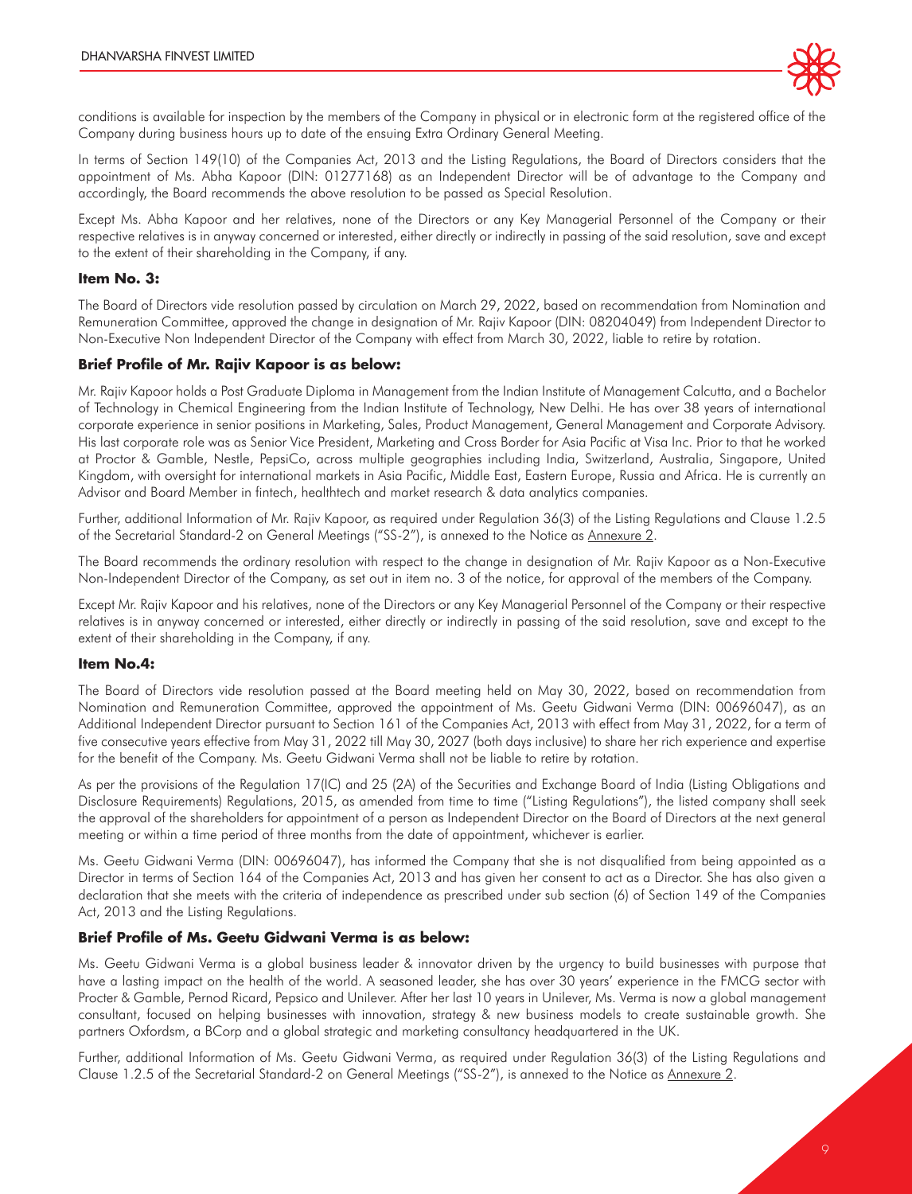conditions is available for inspection by the members of the Company in physical or in electronic form at the registered office of the Company during business hours up to date of the ensuing Extra Ordinary General Meeting.

In terms of Section 149(10) of the Companies Act, 2013 and the Listing Regulations, the Board of Directors considers that the appointment of Ms. Abha Kapoor (DIN: 01277168) as an Independent Director will be of advantage to the Company and accordingly, the Board recommends the above resolution to be passed as Special Resolution.

Except Ms. Abha Kapoor and her relatives, none of the Directors or any Key Managerial Personnel of the Company or their respective relatives is in anyway concerned or interested, either directly or indirectly in passing of the said resolution, save and except to the extent of their shareholding in the Company, if any.

### Item No. 3:

The Board of Directors vide resolution passed by circulation on March 29, 2022, based on recommendation from Nomination and Remuneration Committee, approved the change in designation of Mr. Rajiv Kapoor (DIN: 08204049) from Independent Director to Non-Executive Non Independent Director of the Company with effect from March 30, 2022, liable to retire by rotation.

### Brief Profile of Mr. Rajiv Kapoor is as below:

Mr. Rajiv Kapoor holds a Post Graduate Diploma in Management from the Indian Institute of Management Calcutta, and a Bachelor of Technology in Chemical Engineering from the Indian Institute of Technology, New Delhi. He has over 38 years of international corporate experience in senior positions in Marketing, Sales, Product Management, General Management and Corporate Advisory. His last corporate role was as Senior Vice President, Marketing and Cross Border for Asia Pacific at Visa Inc. Prior to that he worked at Proctor & Gamble, Nestle, PepsiCo, across multiple geographies including India, Switzerland, Australia, Singapore, United Kingdom, with oversight for international markets in Asia Pacific, Middle East, Eastern Europe, Russia and Africa. He is currently an Advisor and Board Member in fintech, healthtech and market research & data analytics companies.

Further, additional Information of Mr. Rajiv Kapoor, as required under Regulation 36(3) of the Listing Regulations and Clause 1.2.5 of the Secretarial Standard-2 on General Meetings ("SS-2"), is annexed to the Notice as Annexure 2.

The Board recommends the ordinary resolution with respect to the change in designation of Mr. Rajiv Kapoor as a Non-Executive Non-Independent Director of the Company, as set out in item no. 3 of the notice, for approval of the members of the Company.

Except Mr. Rajiv Kapoor and his relatives, none of the Directors or any Key Managerial Personnel of the Company or their respective relatives is in anyway concerned or interested, either directly or indirectly in passing of the said resolution, save and except to the extent of their shareholding in the Company, if any.

### Item No.4:

The Board of Directors vide resolution passed at the Board meeting held on May 30, 2022, based on recommendation from Nomination and Remuneration Committee, approved the appointment of Ms. Geetu Gidwani Verma (DIN: 00696047), as an Additional Independent Director pursuant to Section 161 of the Companies Act, 2013 with effect from May 31, 2022, for a term of five consecutive years effective from May 31, 2022 till May 30, 2027 (both days inclusive) to share her rich experience and expertise for the benefit of the Company. Ms. Geetu Gidwani Verma shall not be liable to retire by rotation.

As per the provisions of the Regulation 17(IC) and 25 (2A) of the Securities and Exchange Board of India (Listing Obligations and Disclosure Requirements) Regulations, 2015, as amended from time to time ("Listing Regulations"), the listed company shall seek the approval of the shareholders for appointment of a person as Independent Director on the Board of Directors at the next general meeting or within a time period of three months from the date of appointment, whichever is earlier.

Ms. Geetu Gidwani Verma (DIN: 00696047), has informed the Company that she is not disqualified from being appointed as a Director in terms of Section 164 of the Companies Act, 2013 and has given her consent to act as a Director. She has also given a declaration that she meets with the criteria of independence as prescribed under sub section (6) of Section 149 of the Companies Act, 2013 and the Listing Regulations.

### Brief Profile of Ms. Geetu Gidwani Verma is as below:

Ms. Geetu Gidwani Verma is a global business leader & innovator driven by the urgency to build businesses with purpose that have a lasting impact on the health of the world. A seasoned leader, she has over 30 years' experience in the FMCG sector with Procter & Gamble, Pernod Ricard, Pepsico and Unilever. After her last 10 years in Unilever, Ms. Verma is now a global management consultant, focused on helping businesses with innovation, strategy & new business models to create sustainable growth. She partners Oxfordsm, a BCorp and a global strategic and marketing consultancy headquartered in the UK.

Further, additional Information of Ms. Geetu Gidwani Verma, as required under Regulation 36(3) of the Listing Regulations and Clause 1.2.5 of the Secretarial Standard-2 on General Meetings ("SS-2"), is annexed to the Notice as Annexure 2.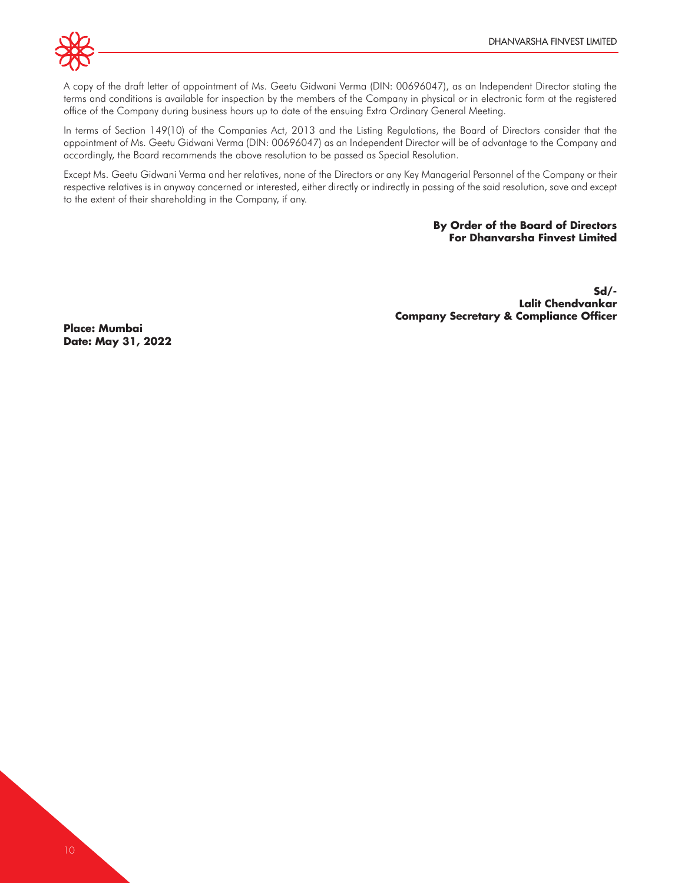A copy of the draft letter of appointment of Ms. Geetu Gidwani Verma (DIN: 00696047), as an Independent Director stating the terms and conditions is available for inspection by the members of the Company in physical or in electronic form at the registered office of the Company during business hours up to date of the ensuing Extra Ordinary General Meeting.

In terms of Section 149(10) of the Companies Act, 2013 and the Listing Regulations, the Board of Directors consider that the appointment of Ms. Geetu Gidwani Verma (DIN: 00696047) as an Independent Director will be of advantage to the Company and accordingly, the Board recommends the above resolution to be passed as Special Resolution.

Except Ms. Geetu Gidwani Verma and her relatives, none of the Directors or any Key Managerial Personnel of the Company or their respective relatives is in anyway concerned or interested, either directly or indirectly in passing of the said resolution, save and except to the extent of their shareholding in the Company, if any.

**By Order of the Board of Directors**
**For Dhanvarsha Finvest Limited**

**Sd/-**
**Lalit Chendvankar**
**Company Secretary & Compliance Officer**

**Place: Mumbai**
**Date: May 31, 2022**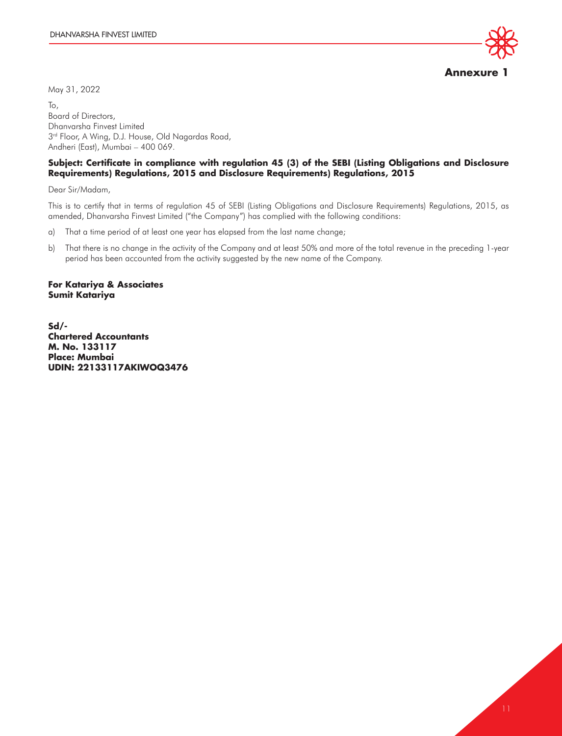## Annexure 1

May 31, 2022

To,
Board of Directors,
Dhanvarsha Finvest Limited
3rd Floor, A Wing, D.J. House, Old Nagardas Road,
Andheri (East), Mumbai – 400 069.

**Subject: Certificate in compliance with regulation 45 (3) of the SEBI (Listing Obligations and Disclosure Requirements) Regulations, 2015 and Disclosure Requirements) Regulations, 2015**

Dear Sir/Madam,

This is to certify that in terms of regulation 45 of SEBI (Listing Obligations and Disclosure Requirements) Regulations, 2015, as amended, Dhanvarsha Finvest Limited ("the Company") has complied with the following conditions:

a) That a time period of at least one year has elapsed from the last name change;

b) That there is no change in the activity of the Company and at least 50% and more of the total revenue in the preceding 1-year period has been accounted from the activity suggested by the new name of the Company.

**For Katariya & Associates**
**Sumit Katariya**

**Sd/-**
**Chartered Accountants**
**M. No. 133117**
**Place: Mumbai**
**UDIN: 22133117AKIWOQ3476**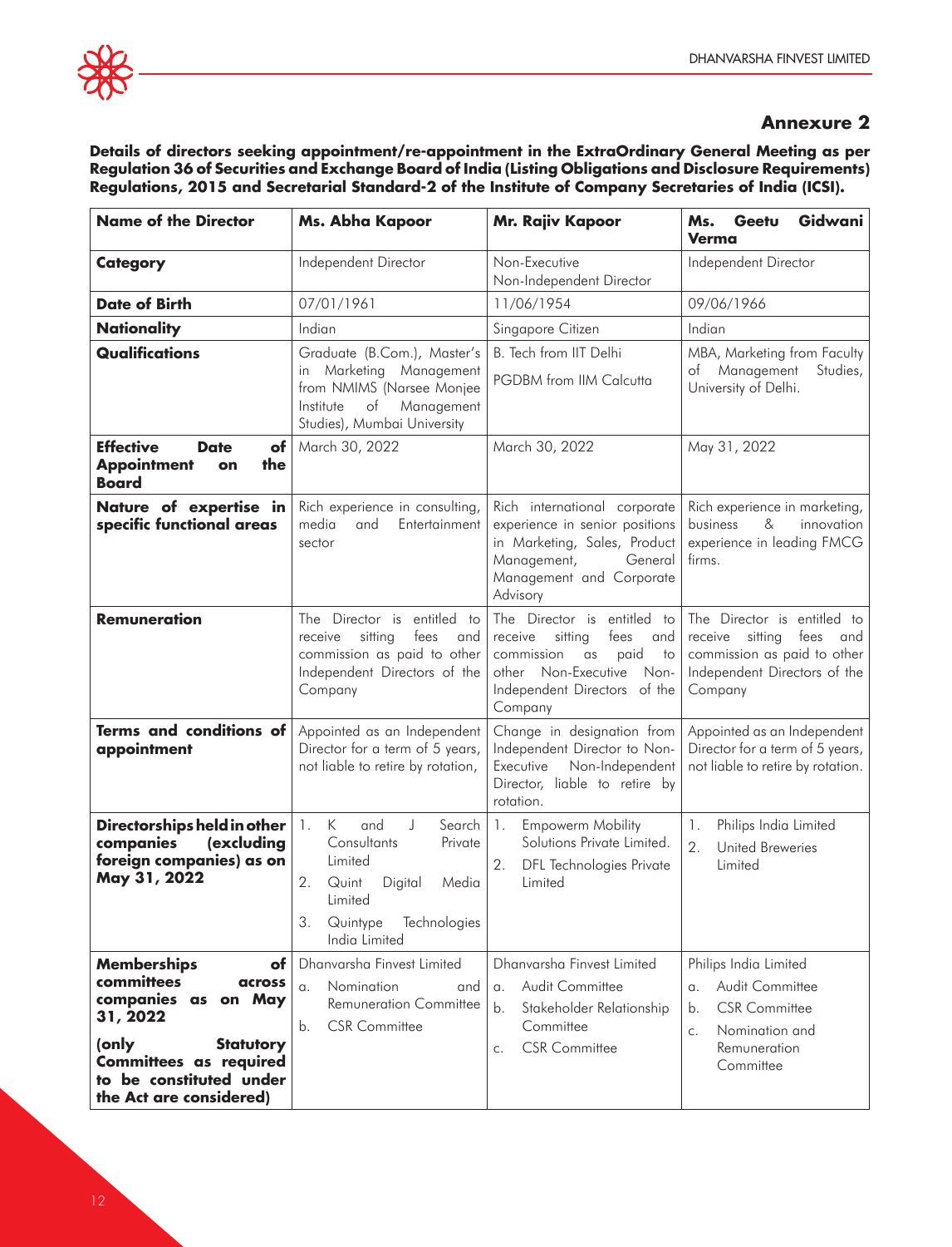## Annexure 2

**Details of directors seeking appointment/re-appointment in the ExtraOrdinary General Meeting as per Regulation 36 of Securities and Exchange Board of India (Listing Obligations and Disclosure Requirements) Regulations, 2015 and Secretarial Standard-2 of the Institute of Company Secretaries of India (ICSI).**

| **Name of the Director** | **Ms. Abha Kapoor** | **Mr. Rajiv Kapoor** | **Ms. Geetu Gidwani Verma** |
|---|---|---|---|
| **Category** | Independent Director | Non-Executive Non-Independent Director | Independent Director |
| **Date of Birth** | 07/01/1961 | 11/06/1954 | 09/06/1966 |
| **Nationality** | Indian | Singapore Citizen | Indian |
| **Qualifications** | Graduate (B.Com.), Master's in Marketing Management from NMIMS (Narsee Monjee Institute of Management Studies), Mumbai University | B. Tech from IIT Delhi<br>PGDBM from IIM Calcutta | MBA, Marketing from Faculty of Management Studies, University of Delhi. |
| **Effective Date of Appointment on the Board** | March 30, 2022 | March 30, 2022 | May 31, 2022 |
| **Nature of expertise in specific functional areas** | Rich experience in consulting, media and Entertainment sector | Rich international corporate experience in senior positions in Marketing, Sales, Product Management, General Management and Corporate Advisory | Rich experience in marketing, business & innovation experience in leading FMCG firms. |
| **Remuneration** | The Director is entitled to receive sitting fees and commission as paid to other Independent Directors of the Company | The Director is entitled to receive sitting fees and commission as paid to other Non-Executive Non-Independent Directors of the Company | The Director is entitled to receive sitting fees and commission as paid to other Independent Directors of the Company |
| **Terms and conditions of appointment** | Appointed as an Independent Director for a term of 5 years, not liable to retire by rotation, | Change in designation from Independent Director to Non-Executive Non-Independent Director, liable to retire by rotation. | Appointed as an Independent Director for a term of 5 years, not liable to retire by rotation. |
| **Directorships held in other companies (excluding foreign companies) as on May 31, 2022** | 1. K and J Search Consultants Private Limited<br>2. Quint Digital Media Limited<br>3. Quintype Technologies India Limited | 1. Empowerm Mobility Solutions Private Limited.<br>2. DFL Technologies Private Limited | 1. Philips India Limited<br>2. United Breweries Limited |
| **Memberships of committees across companies as on May 31, 2022**<br>**(only Statutory Committees as required to be constituted under the Act are considered)** | Dhanvarsha Finvest Limited<br>a. Nomination and Remuneration Committee<br>b. CSR Committee | Dhanvarsha Finvest Limited<br>a. Audit Committee<br>b. Stakeholder Relationship Committee<br>c. CSR Committee | Philips India Limited<br>a. Audit Committee<br>b. CSR Committee<br>c. Nomination and Remuneration Committee |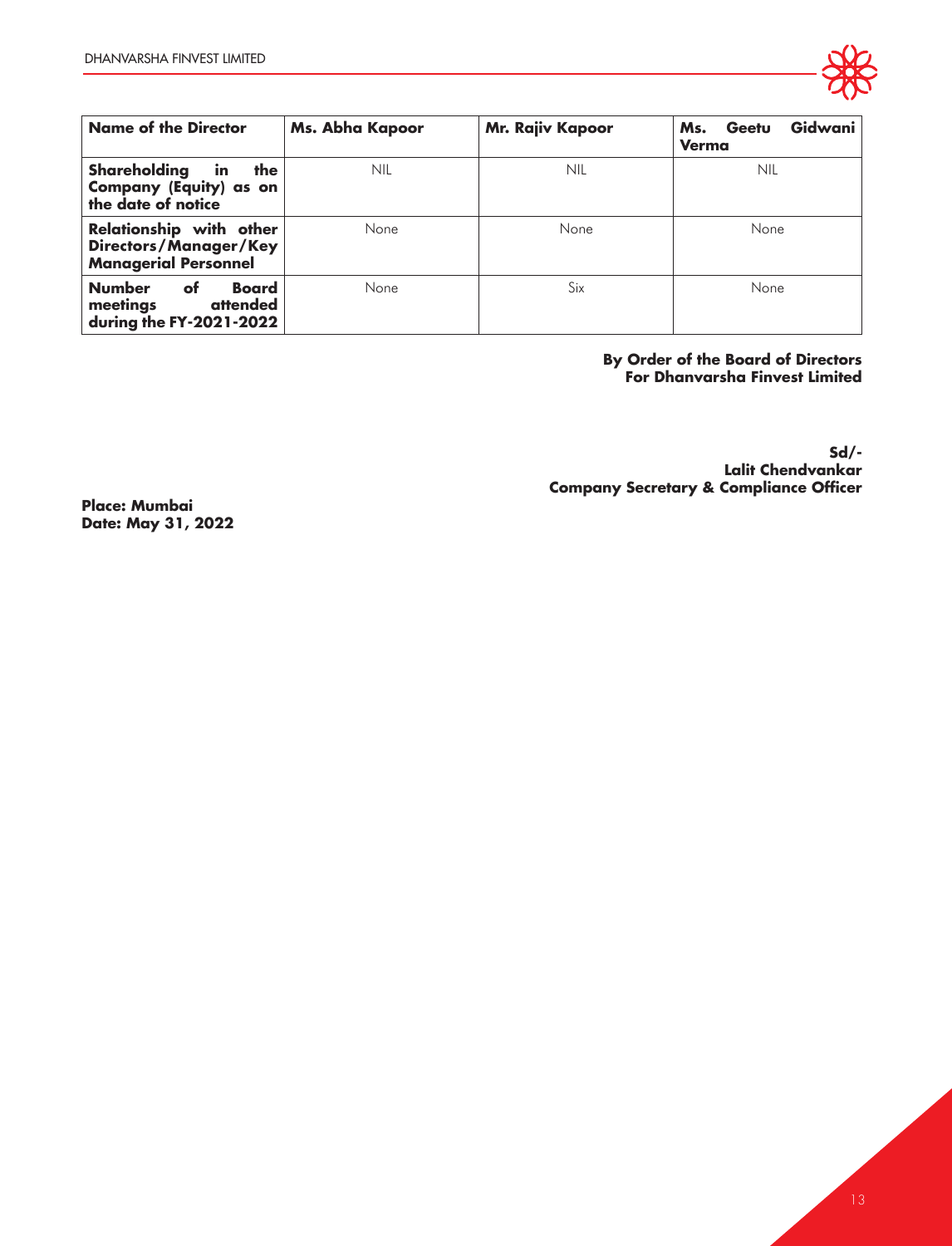| Name of the Director | Ms. Abha Kapoor | Mr. Rajiv Kapoor | Ms. Geetu Gidwani Verma |
|---|---|---|---|
| Shareholding in the Company (Equity) as on the date of notice | NIL | NIL | NIL |
| Relationship with other Directors/Manager/Key Managerial Personnel | None | None | None |
| Number of Board meetings attended during the FY-2021-2022 | None | Six | None |

**By Order of the Board of Directors**
**For Dhanvarsha Finvest Limited**

**Sd/-**
**Lalit Chendvankar**
**Company Secretary & Compliance Officer**

**Place: Mumbai**
**Date: May 31, 2022**